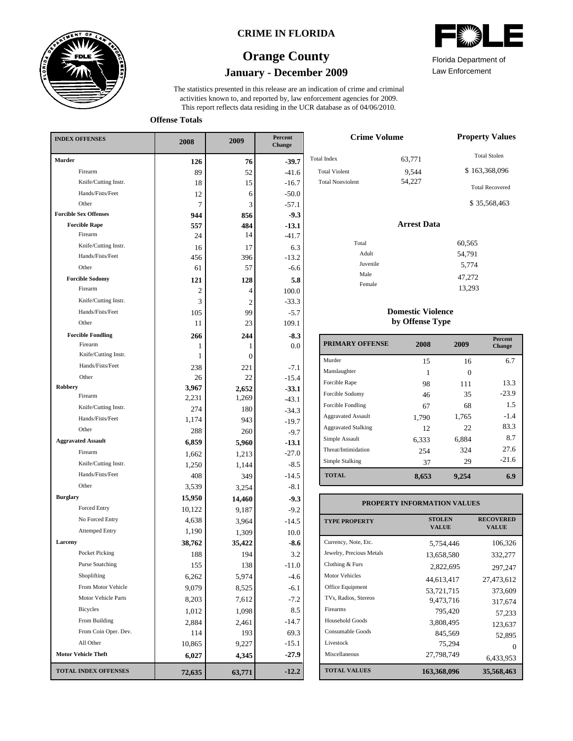# CRIME IN FLORIDA

## Orange County

### January - December 2009

Florida Department of Law Enforcement

The statistics presented in this release are an indication of crime and criminal activities known to, and reported by, law enforcement agencies for 2009. This report reflects data residing in the UCR database as of 04/06/2010.

**Offense Totals**

| INDEX OFFENSES | 2008 | 2009 | Percent Change |
|---|---|---|---|
| **Murder** | **126** | **76** | **-39.7** |
| Firearm | 89 | 52 | -41.6 |
| Knife/Cutting Instr. | 18 | 15 | -16.7 |
| Hands/Fists/Feet | 12 | 6 | -50.0 |
| Other | 7 | 3 | -57.1 |
| **Forcible Sex Offenses** | **944** | **856** | **-9.3** |
| **Forcible Rape** | **557** | **484** | **-13.1** |
| Firearm | 24 | 14 | -41.7 |
| Knife/Cutting Instr. | 16 | 17 | 6.3 |
| Hands/Fists/Feet | 456 | 396 | -13.2 |
| Other | 61 | 57 | -6.6 |
| **Forcible Sodomy** | **121** | **128** | **5.8** |
| Firearm | 2 | 4 | 100.0 |
| Knife/Cutting Instr. | 3 | 2 | -33.3 |
| Hands/Fists/Feet | 105 | 99 | -5.7 |
| Other | 11 | 23 | 109.1 |
| **Forcible Fondling** | **266** | **244** | **-8.3** |
| Firearm | 1 | 1 | 0.0 |
| Knife/Cutting Instr. | 1 | 0 | |
| Hands/Fists/Feet | 238 | 221 | -7.1 |
| Other | 26 | 22 | -15.4 |
| **Robbery** | **3,967** | **2,652** | **-33.1** |
| Firearm | 2,231 | 1,269 | -43.1 |
| Knife/Cutting Instr. | 274 | 180 | -34.3 |
| Hands/Fists/Feet | 1,174 | 943 | -19.7 |
| Other | 288 | 260 | -9.7 |
| **Aggravated Assault** | **6,859** | **5,960** | **-13.1** |
| Firearm | 1,662 | 1,213 | -27.0 |
| Knife/Cutting Instr. | 1,250 | 1,144 | -8.5 |
| Hands/Fists/Feet | 408 | 349 | -14.5 |
| Other | 3,539 | 3,254 | -8.1 |
| **Burglary** | **15,950** | **14,460** | **-9.3** |
| Forced Entry | 10,122 | 9,187 | -9.2 |
| No Forced Entry | 4,638 | 3,964 | -14.5 |
| Attemped Entry | 1,190 | 1,309 | 10.0 |
| **Larceny** | **38,762** | **35,422** | **-8.6** |
| Pocket Picking | 188 | 194 | 3.2 |
| Purse Snatching | 155 | 138 | -11.0 |
| Shoplifting | 6,262 | 5,974 | -4.6 |
| From Motor Vehicle | 9,079 | 8,525 | -6.1 |
| Motor Vehicle Parts | 8,203 | 7,612 | -7.2 |
| Bicycles | 1,012 | 1,098 | 8.5 |
| From Building | 2,884 | 2,461 | -14.7 |
| From Coin Oper. Dev. | 114 | 193 | 69.3 |
| All Other | 10,865 | 9,227 | -15.1 |
| **Motor Vehicle Theft** | **6,027** | **4,345** | **-27.9** |
| **TOTAL INDEX OFFENSES** | **72,635** | **63,771** | **-12.2** |

**Crime Volume**

| | |
|---|---|
| Total Index | 63,771 |
| Total Violent | 9,544 |
| Total Nonviolent | 54,227 |

**Property Values**

Total Stolen: $ 163,368,096

Total Recovered: $ 35,568,463

**Arrest Data**

| | |
|---|---|
| Total | 60,565 |
| Adult | 54,791 |
| Juvenile | 5,774 |
| Male | 47,272 |
| Female | 13,293 |

**Domestic Violence by Offense Type**

| PRIMARY OFFENSE | 2008 | 2009 | Percent Change |
|---|---|---|---|
| Murder | 15 | 16 | 6.7 |
| Manslaughter | 1 | 0 | |
| Forcible Rape | 98 | 111 | 13.3 |
| Forcible Sodomy | 46 | 35 | -23.9 |
| Forcible Fondling | 67 | 68 | 1.5 |
| Aggravated Assault | 1,790 | 1,765 | -1.4 |
| Aggravated Stalking | 12 | 22 | 83.3 |
| Simple Assault | 6,333 | 6,884 | 8.7 |
| Threat/Intimidation | 254 | 324 | 27.6 |
| Simple Stalking | 37 | 29 | -21.6 |
| **TOTAL** | **8,653** | **9,254** | **6.9** |

**PROPERTY INFORMATION VALUES**

| TYPE PROPERTY | STOLEN VALUE | RECOVERED VALUE |
|---|---|---|
| Currency, Note, Etc. | 5,754,446 | 106,326 |
| Jewelry, Precious Metals | 13,658,580 | 332,277 |
| Clothing & Furs | 2,822,695 | 297,247 |
| Motor Vehicles | 44,613,417 | 27,473,612 |
| Office Equipment | 53,721,715 | 373,609 |
| TVs, Radios, Stereos | 9,473,716 | 317,674 |
| Firearms | 795,420 | 57,233 |
| Household Goods | 3,808,495 | 123,637 |
| Consumable Goods | 845,569 | 52,895 |
| Livestock | 75,294 | 0 |
| Miscellaneous | 27,798,749 | 6,433,953 |
| **TOTAL VALUES** | **163,368,096** | **35,568,463** |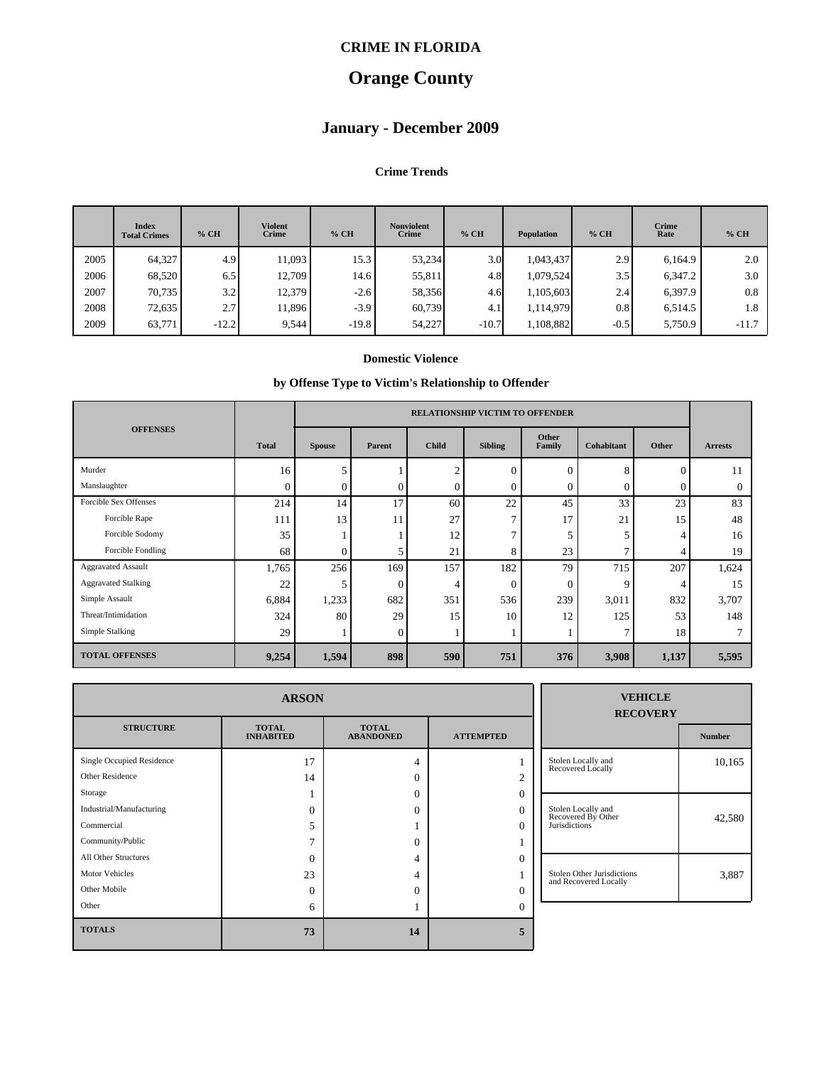CRIME IN FLORIDA

# Orange County

## January - December 2009

### Crime Trends

| | Index Total Crimes | % CH | Violent Crime | % CH | Nonviolent Crime | % CH | Population | % CH | Crime Rate | % CH |
|---|---|---|---|---|---|---|---|---|---|---|
| 2005 | 64,327 | 4.9 | 11,093 | 15.3 | 53,234 | 3.0 | 1,043,437 | 2.9 | 6,164.9 | 2.0 |
| 2006 | 68,520 | 6.5 | 12,709 | 14.6 | 55,811 | 4.8 | 1,079,524 | 3.5 | 6,347.2 | 3.0 |
| 2007 | 70,735 | 3.2 | 12,379 | -2.6 | 58,356 | 4.6 | 1,105,603 | 2.4 | 6,397.9 | 0.8 |
| 2008 | 72,635 | 2.7 | 11,896 | -3.9 | 60,739 | 4.1 | 1,114,979 | 0.8 | 6,514.5 | 1.8 |
| 2009 | 63,771 | -12.2 | 9,544 | -19.8 | 54,227 | -10.7 | 1,108,882 | -0.5 | 5,750.9 | -11.7 |

### Domestic Violence

### by Offense Type to Victim's Relationship to Offender

| OFFENSES | Total | RELATIONSHIP VICTIM TO OFFENDER | | | | | | | Arrests |
|---|---|---|---|---|---|---|---|---|---|
| | | Spouse | Parent | Child | Sibling | Other Family | Cohabitant | Other | |
| Murder | 16 | 5 | 1 | 2 | 0 | 0 | 8 | 0 | 11 |
| Manslaughter | 0 | 0 | 0 | 0 | 0 | 0 | 0 | 0 | 0 |
| Forcible Sex Offenses | 214 | 14 | 17 | 60 | 22 | 45 | 33 | 23 | 83 |
| Forcible Rape | 111 | 13 | 11 | 27 | 7 | 17 | 21 | 15 | 48 |
| Forcible Sodomy | 35 | 1 | 1 | 12 | 7 | 5 | 5 | 4 | 16 |
| Forcible Fondling | 68 | 0 | 5 | 21 | 8 | 23 | 7 | 4 | 19 |
| Aggravated Assault | 1,765 | 256 | 169 | 157 | 182 | 79 | 715 | 207 | 1,624 |
| Aggravated Stalking | 22 | 5 | 0 | 4 | 0 | 0 | 9 | 4 | 15 |
| Simple Assault | 6,884 | 1,233 | 682 | 351 | 536 | 239 | 3,011 | 832 | 3,707 |
| Threat/Intimidation | 324 | 80 | 29 | 15 | 10 | 12 | 125 | 53 | 148 |
| Simple Stalking | 29 | 1 | 0 | 1 | 1 | 1 | 7 | 18 | 7 |
| **TOTAL OFFENSES** | **9,254** | **1,594** | **898** | **590** | **751** | **376** | **3,908** | **1,137** | **5,595** |

| ARSON | | | |
|---|---|---|---|
| STRUCTURE | TOTAL INHABITED | TOTAL ABANDONED | ATTEMPTED |
| Single Occupied Residence | 17 | 4 | 1 |
| Other Residence | 14 | 0 | 2 |
| Storage | 1 | 0 | 0 |
| Industrial/Manufacturing | 0 | 0 | 0 |
| Commercial | 5 | 1 | 0 |
| Community/Public | 7 | 0 | 1 |
| All Other Structures | 0 | 4 | 0 |
| Motor Vehicles | 23 | 4 | 1 |
| Other Mobile | 0 | 0 | 0 |
| Other | 6 | 1 | 0 |
| **TOTALS** | **73** | **14** | **5** |

| VEHICLE RECOVERY | Number |
|---|---|
| Stolen Locally and Recovered Locally | 10,165 |
| Stolen Locally and Recovered By Other Jurisdictions | 42,580 |
| Stolen Other Jurisdictions and Recovered Locally | 3,887 |